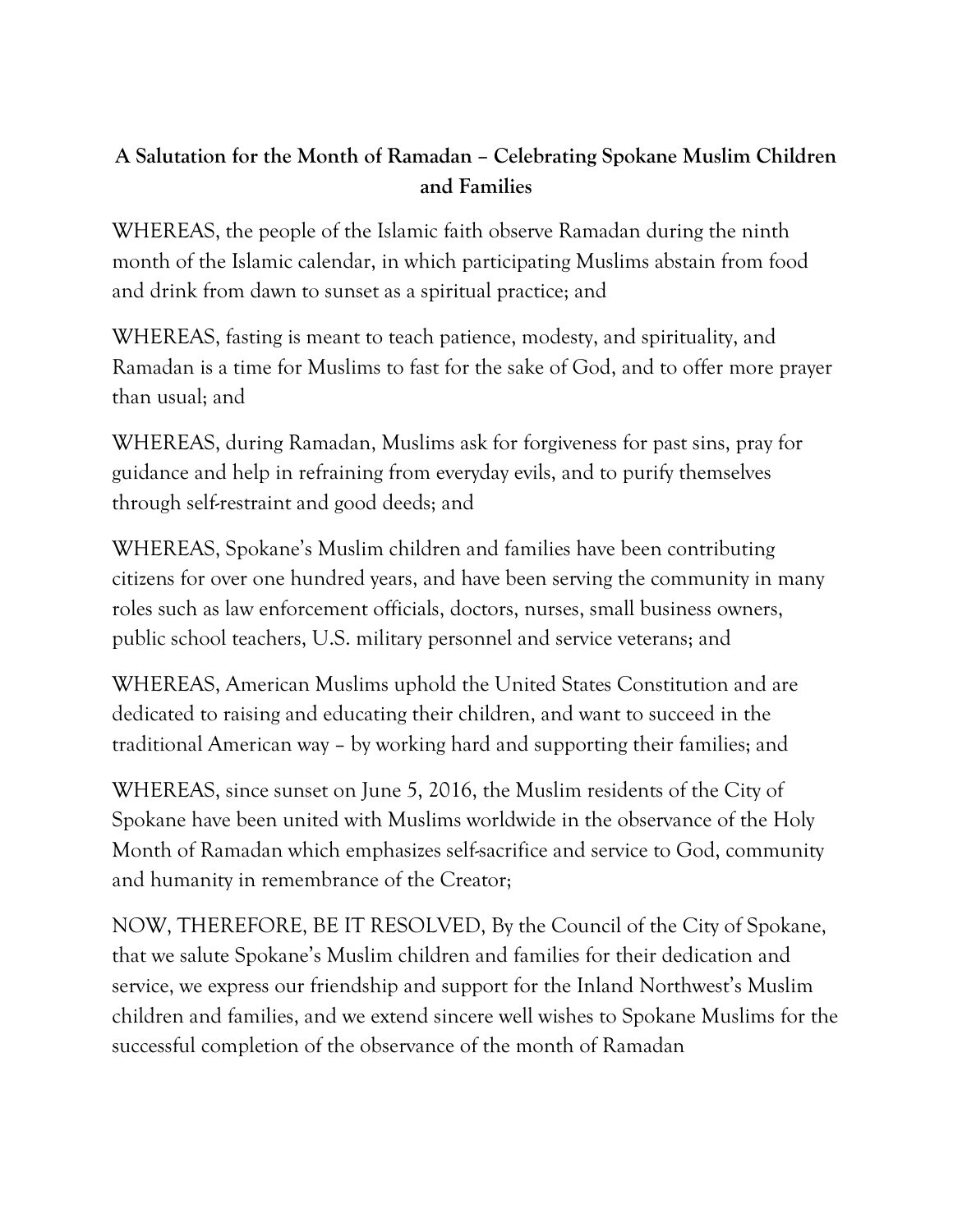**A Salutation for the Month of Ramadan – Celebrating Spokane Muslim Children and Families**

WHEREAS, the people of the Islamic faith observe Ramadan during the ninth month of the Islamic calendar, in which participating Muslims abstain from food and drink from dawn to sunset as a spiritual practice; and

WHEREAS, fasting is meant to teach patience, modesty, and spirituality, and Ramadan is a time for Muslims to fast for the sake of God, and to offer more prayer than usual; and

WHEREAS, during Ramadan, Muslims ask for forgiveness for past sins, pray for guidance and help in refraining from everyday evils, and to purify themselves through self-restraint and good deeds; and

WHEREAS, Spokane's Muslim children and families have been contributing citizens for over one hundred years, and have been serving the community in many roles such as law enforcement officials, doctors, nurses, small business owners, public school teachers, U.S. military personnel and service veterans; and

WHEREAS, American Muslims uphold the United States Constitution and are dedicated to raising and educating their children, and want to succeed in the traditional American way – by working hard and supporting their families; and

WHEREAS, since sunset on June 5, 2016, the Muslim residents of the City of Spokane have been united with Muslims worldwide in the observance of the Holy Month of Ramadan which emphasizes self-sacrifice and service to God, community and humanity in remembrance of the Creator;

NOW, THEREFORE, BE IT RESOLVED, By the Council of the City of Spokane, that we salute Spokane's Muslim children and families for their dedication and service, we express our friendship and support for the Inland Northwest's Muslim children and families, and we extend sincere well wishes to Spokane Muslims for the successful completion of the observance of the month of Ramadan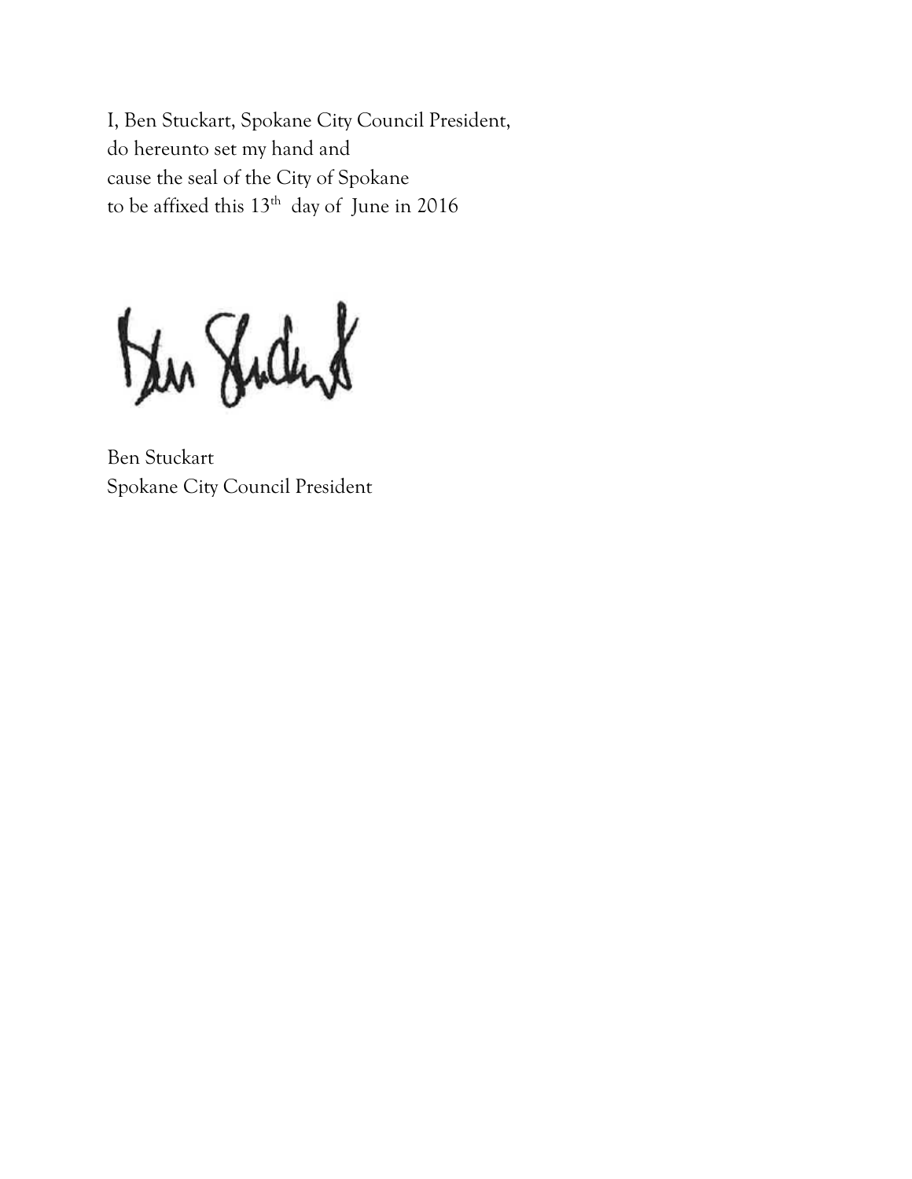I, Ben Stuckart, Spokane City Council President,
do hereunto set my hand and
cause the seal of the City of Spokane
to be affixed this 13th day of June in 2016

Ben Stuckart
Spokane City Council President